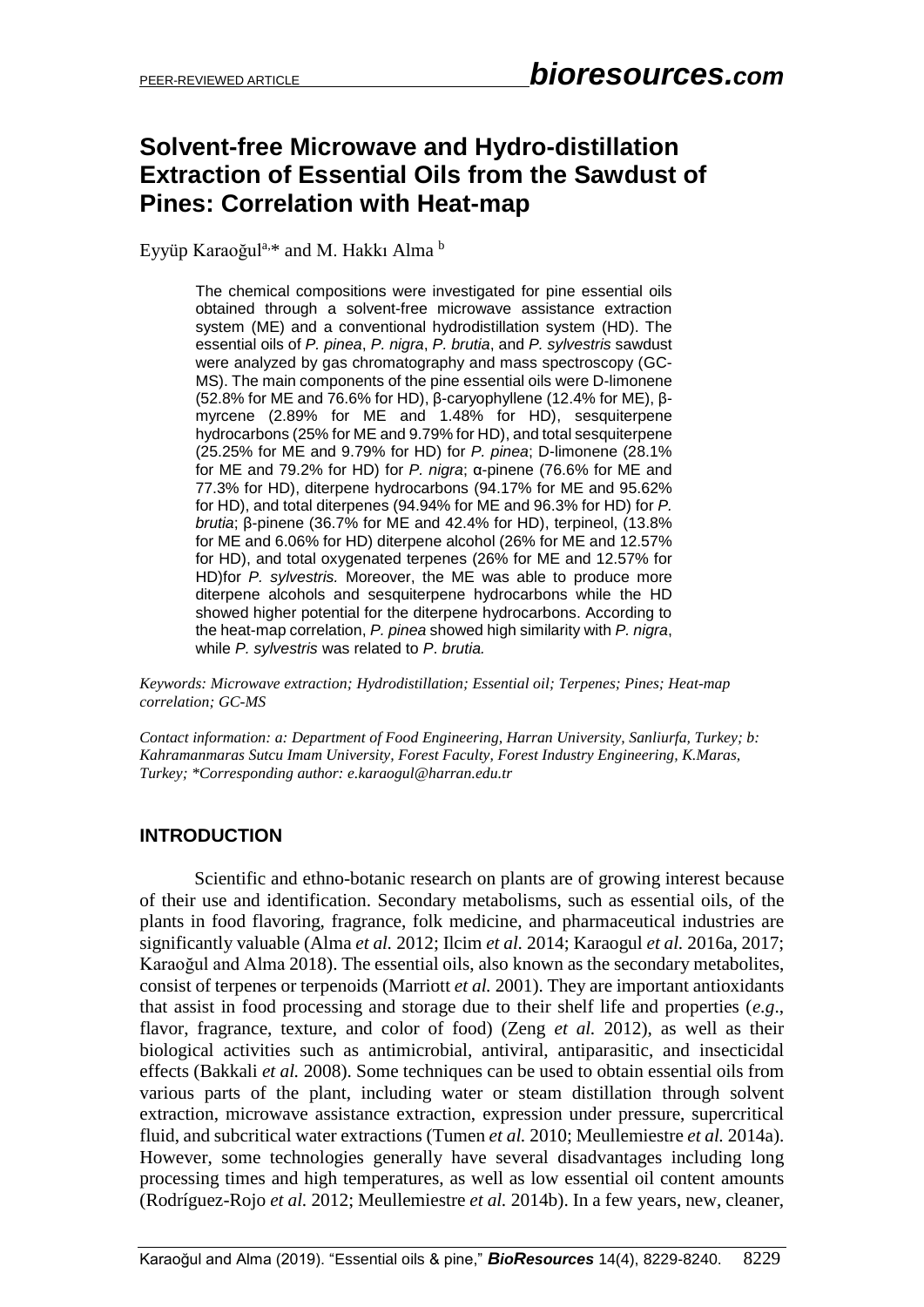# Solvent-free Microwave and Hydro-distillation Extraction of Essential Oils from the Sawdust of Pines: Correlation with Heat-map

Eyyüp Karaoğul[a,*] and M. Hakkı Alma [b]

The chemical compositions were investigated for pine essential oils obtained through a solvent-free microwave assistance extraction system (ME) and a conventional hydrodistillation system (HD). The essential oils of *P. pinea*, *P. nigra*, *P. brutia*, and *P. sylvestris* sawdust were analyzed by gas chromatography and mass spectroscopy (GC-MS). The main components of the pine essential oils were D-limonene (52.8% for ME and 76.6% for HD), β-caryophyllene (12.4% for ME), β-myrcene (2.89% for ME and 1.48% for HD), sesquiterpene hydrocarbons (25% for ME and 9.79% for HD), and total sesquiterpene (25.25% for ME and 9.79% for HD) for *P. pinea*; D-limonene (28.1% for ME and 79.2% for HD) for *P. nigra*; α-pinene (76.6% for ME and 77.3% for HD), diterpene hydrocarbons (94.17% for ME and 95.62% for HD), and total diterpenes (94.94% for ME and 96.3% for HD) for *P. brutia*; β-pinene (36.7% for ME and 42.4% for HD), terpineol, (13.8% for ME and 6.06% for HD) diterpene alcohol (26% for ME and 12.57% for HD), and total oxygenated terpenes (26% for ME and 12.57% for HD)for *P. sylvestris.* Moreover, the ME was able to produce more diterpene alcohols and sesquiterpene hydrocarbons while the HD showed higher potential for the diterpene hydrocarbons. According to the heat-map correlation, *P. pinea* showed high similarity with *P. nigra*, while *P. sylvestris* was related to *P*. *brutia.*

*Keywords: Microwave extraction; Hydrodistillation; Essential oil; Terpenes; Pines; Heat-map correlation; GC-MS*

*Contact information: a: Department of Food Engineering, Harran University, Sanliurfa, Turkey; b: Kahramanmaras Sutcu Imam University, Forest Faculty, Forest Industry Engineering, K.Maras, Turkey; \*Corresponding author: e.karaogul@harran.edu.tr*

## INTRODUCTION

Scientific and ethno-botanic research on plants are of growing interest because of their use and identification. Secondary metabolisms, such as essential oils, of the plants in food flavoring, fragrance, folk medicine, and pharmaceutical industries are significantly valuable (Alma *et al.* 2012; Ilcim *et al.* 2014; Karaogul *et al.* 2016a, 2017; Karaoğul and Alma 2018). The essential oils, also known as the secondary metabolites, consist of terpenes or terpenoids (Marriott *et al.* 2001). They are important antioxidants that assist in food processing and storage due to their shelf life and properties (*e.g*., flavor, fragrance, texture, and color of food) (Zeng *et al.* 2012), as well as their biological activities such as antimicrobial, antiviral, antiparasitic, and insecticidal effects (Bakkali *et al.* 2008). Some techniques can be used to obtain essential oils from various parts of the plant, including water or steam distillation through solvent extraction, microwave assistance extraction, expression under pressure, supercritical fluid, and subcritical water extractions (Tumen *et al.* 2010; Meullemiestre *et al.* 2014a). However, some technologies generally have several disadvantages including long processing times and high temperatures, as well as low essential oil content amounts (Rodríguez-Rojo *et al.* 2012; Meullemiestre *et al.* 2014b). In a few years, new, cleaner,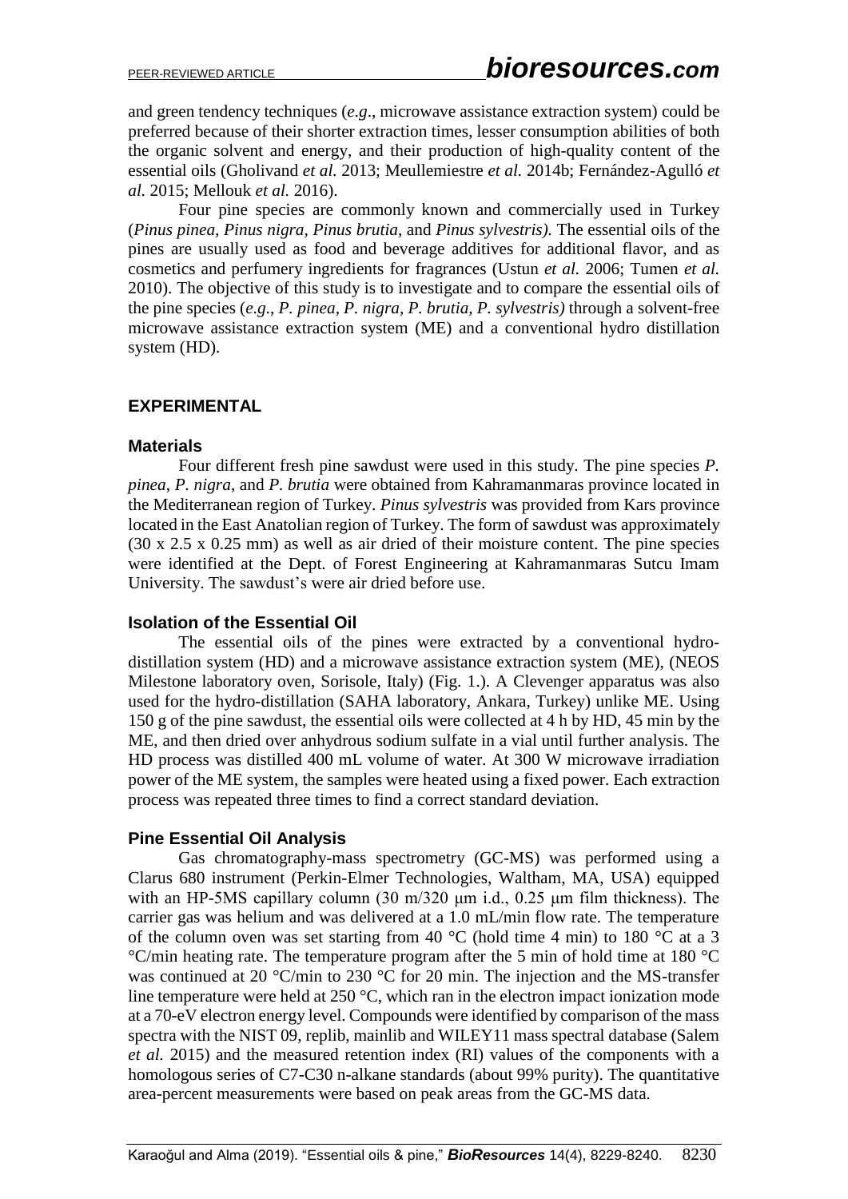and green tendency techniques (*e.g*., microwave assistance extraction system) could be preferred because of their shorter extraction times, lesser consumption abilities of both the organic solvent and energy, and their production of high-quality content of the essential oils (Gholivand *et al.* 2013; Meullemiestre *et al.* 2014b; Fernández-Agulló *et al.* 2015; Mellouk *et al.* 2016).

Four pine species are commonly known and commercially used in Turkey (*Pinus pinea*, *Pinus nigra*, *Pinus brutia*, and *Pinus sylvestris).* The essential oils of the pines are usually used as food and beverage additives for additional flavor, and as cosmetics and perfumery ingredients for fragrances (Ustun *et al.* 2006; Tumen *et al.* 2010). The objective of this study is to investigate and to compare the essential oils of the pine species (*e.g*., *P. pinea*, *P. nigra*, *P. brutia*, *P. sylvestris)* through a solvent-free microwave assistance extraction system (ME) and a conventional hydro distillation system (HD).

## EXPERIMENTAL

### Materials

Four different fresh pine sawdust were used in this study. The pine species *P. pinea*, *P. nigra*, and *P. brutia* were obtained from Kahramanmaras province located in the Mediterranean region of Turkey. *Pinus sylvestris* was provided from Kars province located in the East Anatolian region of Turkey. The form of sawdust was approximately (30 x 2.5 x 0.25 mm) as well as air dried of their moisture content. The pine species were identified at the Dept. of Forest Engineering at Kahramanmaras Sutcu Imam University. The sawdust's were air dried before use.

### Isolation of the Essential Oil

The essential oils of the pines were extracted by a conventional hydro-distillation system (HD) and a microwave assistance extraction system (ME), (NEOS Milestone laboratory oven, Sorisole, Italy) (Fig. 1.). A Clevenger apparatus was also used for the hydro-distillation (SAHA laboratory, Ankara, Turkey) unlike ME. Using 150 g of the pine sawdust, the essential oils were collected at 4 h by HD, 45 min by the ME, and then dried over anhydrous sodium sulfate in a vial until further analysis. The HD process was distilled 400 mL volume of water. At 300 W microwave irradiation power of the ME system, the samples were heated using a fixed power. Each extraction process was repeated three times to find a correct standard deviation.

### Pine Essential Oil Analysis

Gas chromatography-mass spectrometry (GC-MS) was performed using a Clarus 680 instrument (Perkin-Elmer Technologies, Waltham, MA, USA) equipped with an HP-5MS capillary column (30 m/320 μm i.d., 0.25 μm film thickness). The carrier gas was helium and was delivered at a 1.0 mL/min flow rate. The temperature of the column oven was set starting from 40 °C (hold time 4 min) to 180 °C at a 3 °C/min heating rate. The temperature program after the 5 min of hold time at 180 °C was continued at 20 °C/min to 230 °C for 20 min. The injection and the MS-transfer line temperature were held at 250 °C, which ran in the electron impact ionization mode at a 70-eV electron energy level. Compounds were identified by comparison of the mass spectra with the NIST 09, replib, mainlib and WILEY11 mass spectral database (Salem *et al.* 2015) and the measured retention index (RI) values of the components with a homologous series of C7-C30 n-alkane standards (about 99% purity). The quantitative area-percent measurements were based on peak areas from the GC-MS data.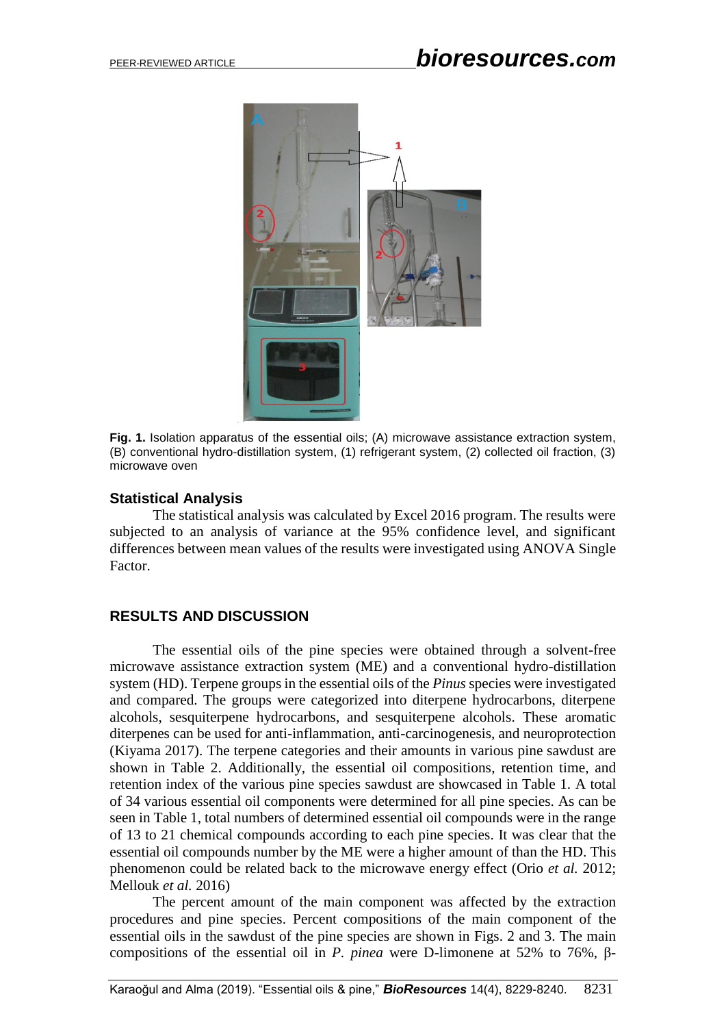**Fig. 1.** Isolation apparatus of the essential oils; (A) microwave assistance extraction system, (B) conventional hydro-distillation system, (1) refrigerant system, (2) collected oil fraction, (3) microwave oven

### Statistical Analysis

The statistical analysis was calculated by Excel 2016 program. The results were subjected to an analysis of variance at the 95% confidence level, and significant differences between mean values of the results were investigated using ANOVA Single Factor.

## RESULTS AND DISCUSSION

The essential oils of the pine species were obtained through a solvent-free microwave assistance extraction system (ME) and a conventional hydro-distillation system (HD). Terpene groups in the essential oils of the *Pinus* species were investigated and compared. The groups were categorized into diterpene hydrocarbons, diterpene alcohols, sesquiterpene hydrocarbons, and sesquiterpene alcohols. These aromatic diterpenes can be used for anti-inflammation, anti-carcinogenesis, and neuroprotection (Kiyama 2017). The terpene categories and their amounts in various pine sawdust are shown in Table 2. Additionally, the essential oil compositions, retention time, and retention index of the various pine species sawdust are showcased in Table 1. A total of 34 various essential oil components were determined for all pine species. As can be seen in Table 1, total numbers of determined essential oil compounds were in the range of 13 to 21 chemical compounds according to each pine species. It was clear that the essential oil compounds number by the ME were a higher amount of than the HD. This phenomenon could be related back to the microwave energy effect (Orio *et al.* 2012; Mellouk *et al.* 2016)

The percent amount of the main component was affected by the extraction procedures and pine species. Percent compositions of the main component of the essential oils in the sawdust of the pine species are shown in Figs. 2 and 3. The main compositions of the essential oil in *P. pinea* were D-limonene at 52% to 76%, β-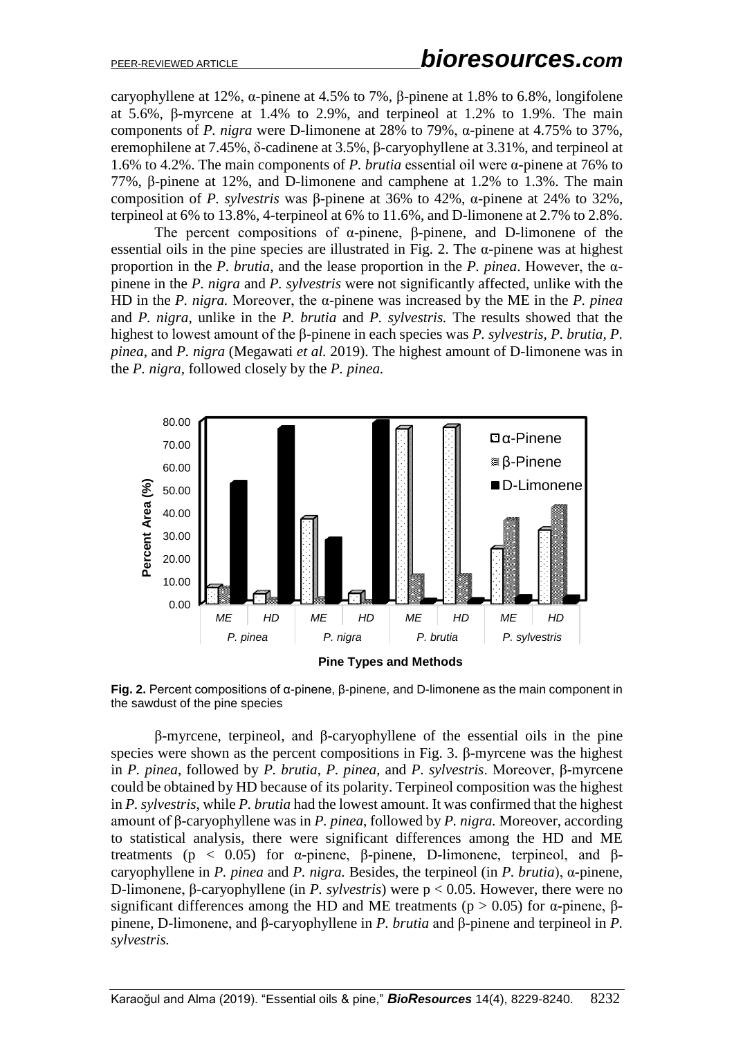caryophyllene at 12%, α-pinene at 4.5% to 7%, β-pinene at 1.8% to 6.8%, longifolene at 5.6%, β-myrcene at 1.4% to 2.9%, and terpineol at 1.2% to 1.9%. The main components of *P. nigra* were D-limonene at 28% to 79%, α-pinene at 4.75% to 37%, eremophilene at 7.45%, δ-cadinene at 3.5%, β-caryophyllene at 3.31%, and terpineol at 1.6% to 4.2%. The main components of *P. brutia* essential oil were α-pinene at 76% to 77%, β-pinene at 12%, and D-limonene and camphene at 1.2% to 1.3%. The main composition of *P. sylvestris* was β-pinene at 36% to 42%, α-pinene at 24% to 32%, terpineol at 6% to 13.8%, 4-terpineol at 6% to 11.6%, and D-limonene at 2.7% to 2.8%.

The percent compositions of α-pinene, β-pinene, and D-limonene of the essential oils in the pine species are illustrated in Fig. 2. The α-pinene was at highest proportion in the *P. brutia*, and the lease proportion in the *P. pinea*. However, the α-pinene in the *P. nigra* and *P. sylvestris* were not significantly affected, unlike with the HD in the *P. nigra.* Moreover, the α-pinene was increased by the ME in the *P. pinea* and *P. nigra*, unlike in the *P. brutia* and *P. sylvestris.* The results showed that the highest to lowest amount of the β-pinene in each species was *P. sylvestris, P. brutia, P. pinea*, and *P. nigra* (Megawati *et al.* 2019). The highest amount of D-limonene was in the *P. nigra*, followed closely by the *P. pinea.*

**Fig. 2.** Percent compositions of α-pinene, β-pinene, and D-limonene as the main component in the sawdust of the pine species

β-myrcene, terpineol, and β-caryophyllene of the essential oils in the pine species were shown as the percent compositions in Fig. 3. β-myrcene was the highest in *P. pinea*, followed by *P. brutia*, *P. pinea*, and *P. sylvestris*. Moreover, β-myrcene could be obtained by HD because of its polarity. Terpineol composition was the highest in *P. sylvestris*, while *P. brutia* had the lowest amount. It was confirmed that the highest amount of β-caryophyllene was in *P. pinea*, followed by *P. nigra.* Moreover, according to statistical analysis, there were significant differences among the HD and ME treatments ($p < 0.05$) for α-pinene, β-pinene, D-limonene, terpineol, and β-caryophyllene in *P. pinea* and *P. nigra.* Besides, the terpineol (in *P. brutia*), α-pinene, D-limonene, β-caryophyllene (in *P. sylvestris*) were $p < 0.05$. However, there were no significant differences among the HD and ME treatments ($p > 0.05$) for α-pinene, β-pinene, D-limonene, and β-caryophyllene in *P. brutia* and β-pinene and terpineol in *P. sylvestris.*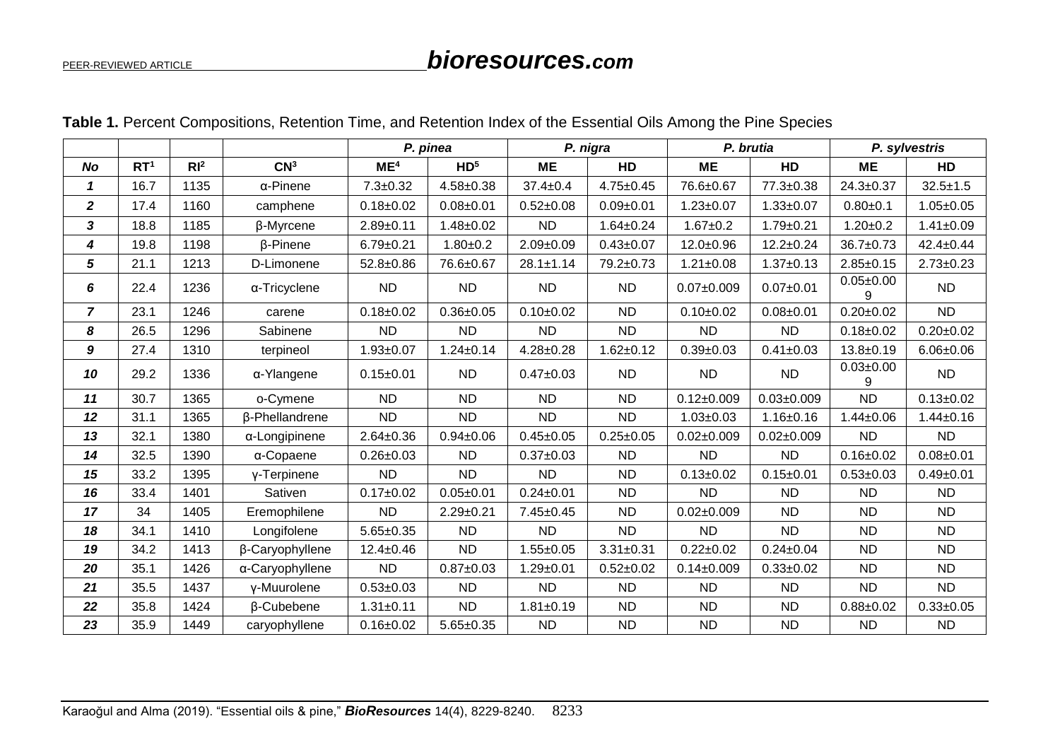**Table 1.** Percent Compositions, Retention Time, and Retention Index of the Essential Oils Among the Pine Species

| | | | | *P. pinea* | | *P. nigra* | | *P. brutia* | | *P. sylvestris* | |
|---|---|---|---|---|---|---|---|---|---|---|---|
| **No** | **RT[1]** | **RI[2]** | **CN[3]** | **ME[4]** | **HD[5]** | **ME** | **HD** | **ME** | **HD** | **ME** | **HD** |
| ***1*** | 16.7 | 1135 | α-Pinene | 7.3±0.32 | 4.58±0.38 | 37.4±0.4 | 4.75±0.45 | 76.6±0.67 | 77.3±0.38 | 24.3±0.37 | 32.5±1.5 |
| ***2*** | 17.4 | 1160 | camphene | 0.18±0.02 | 0.08±0.01 | 0.52±0.08 | 0.09±0.01 | 1.23±0.07 | 1.33±0.07 | 0.80±0.1 | 1.05±0.05 |
| ***3*** | 18.8 | 1185 | β-Myrcene | 2.89±0.11 | 1.48±0.02 | ND | 1.64±0.24 | 1.67±0.2 | 1.79±0.21 | 1.20±0.2 | 1.41±0.09 |
| ***4*** | 19.8 | 1198 | β-Pinene | 6.79±0.21 | 1.80±0.2 | 2.09±0.09 | 0.43±0.07 | 12.0±0.96 | 12.2±0.24 | 36.7±0.73 | 42.4±0.44 |
| ***5*** | 21.1 | 1213 | D-Limonene | 52.8±0.86 | 76.6±0.67 | 28.1±1.14 | 79.2±0.73 | 1.21±0.08 | 1.37±0.13 | 2.85±0.15 | 2.73±0.23 |
| ***6*** | 22.4 | 1236 | α-Tricyclene | ND | ND | ND | ND | 0.07±0.009 | 0.07±0.01 | 0.05±0.009 | ND |
| ***7*** | 23.1 | 1246 | carene | 0.18±0.02 | 0.36±0.05 | 0.10±0.02 | ND | 0.10±0.02 | 0.08±0.01 | 0.20±0.02 | ND |
| ***8*** | 26.5 | 1296 | Sabinene | ND | ND | ND | ND | ND | ND | 0.18±0.02 | 0.20±0.02 |
| ***9*** | 27.4 | 1310 | terpineol | 1.93±0.07 | 1.24±0.14 | 4.28±0.28 | 1.62±0.12 | 0.39±0.03 | 0.41±0.03 | 13.8±0.19 | 6.06±0.06 |
| ***10*** | 29.2 | 1336 | α-Ylangene | 0.15±0.01 | ND | 0.47±0.03 | ND | ND | ND | 0.03±0.009 | ND |
| ***11*** | 30.7 | 1365 | o-Cymene | ND | ND | ND | ND | 0.12±0.009 | 0.03±0.009 | ND | 0.13±0.02 |
| ***12*** | 31.1 | 1365 | β-Phellandrene | ND | ND | ND | ND | 1.03±0.03 | 1.16±0.16 | 1.44±0.06 | 1.44±0.16 |
| ***13*** | 32.1 | 1380 | α-Longipinene | 2.64±0.36 | 0.94±0.06 | 0.45±0.05 | 0.25±0.05 | 0.02±0.009 | 0.02±0.009 | ND | ND |
| ***14*** | 32.5 | 1390 | α-Copaene | 0.26±0.03 | ND | 0.37±0.03 | ND | ND | ND | 0.16±0.02 | 0.08±0.01 |
| ***15*** | 33.2 | 1395 | γ-Terpinene | ND | ND | ND | ND | 0.13±0.02 | 0.15±0.01 | 0.53±0.03 | 0.49±0.01 |
| ***16*** | 33.4 | 1401 | Sativen | 0.17±0.02 | 0.05±0.01 | 0.24±0.01 | ND | ND | ND | ND | ND |
| ***17*** | 34 | 1405 | Eremophilene | ND | 2.29±0.21 | 7.45±0.45 | ND | 0.02±0.009 | ND | ND | ND |
| ***18*** | 34.1 | 1410 | Longifolene | 5.65±0.35 | ND | ND | ND | ND | ND | ND | ND |
| ***19*** | 34.2 | 1413 | β-Caryophyllene | 12.4±0.46 | ND | 1.55±0.05 | 3.31±0.31 | 0.22±0.02 | 0.24±0.04 | ND | ND |
| ***20*** | 35.1 | 1426 | α-Caryophyllene | ND | 0.87±0.03 | 1.29±0.01 | 0.52±0.02 | 0.14±0.009 | 0.33±0.02 | ND | ND |
| ***21*** | 35.5 | 1437 | γ-Muurolene | 0.53±0.03 | ND | ND | ND | ND | ND | ND | ND |
| ***22*** | 35.8 | 1424 | β-Cubebene | 1.31±0.11 | ND | 1.81±0.19 | ND | ND | ND | 0.88±0.02 | 0.33±0.05 |
| ***23*** | 35.9 | 1449 | caryophyllene | 0.16±0.02 | 5.65±0.35 | ND | ND | ND | ND | ND | ND |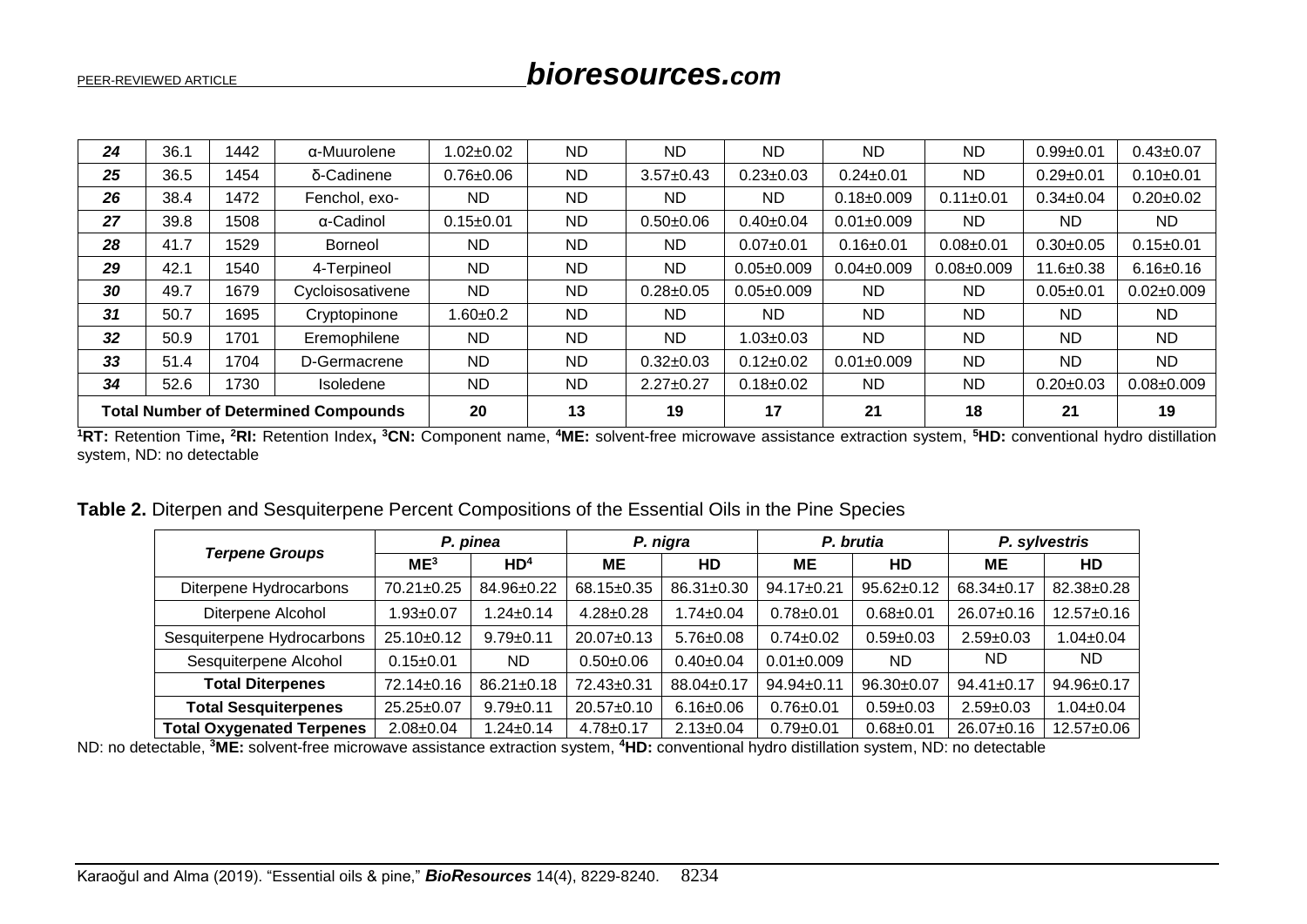| 24 | 36.1 | 1442 | α-Muurolene | 1.02±0.02 | ND | ND | ND | ND | ND | 0.99±0.01 | 0.43±0.07 |
|---|---|---|---|---|---|---|---|---|---|---|---|
| 25 | 36.5 | 1454 | δ-Cadinene | 0.76±0.06 | ND | 3.57±0.43 | 0.23±0.03 | 0.24±0.01 | ND | 0.29±0.01 | 0.10±0.01 |
| 26 | 38.4 | 1472 | Fenchol, exo- | ND | ND | ND | ND | 0.18±0.009 | 0.11±0.01 | 0.34±0.04 | 0.20±0.02 |
| 27 | 39.8 | 1508 | α-Cadinol | 0.15±0.01 | ND | 0.50±0.06 | 0.40±0.04 | 0.01±0.009 | ND | ND | ND |
| 28 | 41.7 | 1529 | Borneol | ND | ND | ND | 0.07±0.01 | 0.16±0.01 | 0.08±0.01 | 0.30±0.05 | 0.15±0.01 |
| 29 | 42.1 | 1540 | 4-Terpineol | ND | ND | ND | 0.05±0.009 | 0.04±0.009 | 0.08±0.009 | 11.6±0.38 | 6.16±0.16 |
| 30 | 49.7 | 1679 | Cycloisosativene | ND | ND | 0.28±0.05 | 0.05±0.009 | ND | ND | 0.05±0.01 | 0.02±0.009 |
| 31 | 50.7 | 1695 | Cryptopinone | 1.60±0.2 | ND | ND | ND | ND | ND | ND | ND |
| 32 | 50.9 | 1701 | Eremophilene | ND | ND | ND | 1.03±0.03 | ND | ND | ND | ND |
| 33 | 51.4 | 1704 | D-Germacrene | ND | ND | 0.32±0.03 | 0.12±0.02 | 0.01±0.009 | ND | ND | ND |
| 34 | 52.6 | 1730 | Isoledene | ND | ND | 2.27±0.27 | 0.18±0.02 | ND | ND | 0.20±0.03 | 0.08±0.009 |
| **Total Number of Determined Compounds** | | | | 20 | 13 | 19 | 17 | 21 | 18 | 21 | 19 |

[1]**RT:** Retention Time, [2]**RI:** Retention Index, [3]**CN:** Component name, [4]**ME:** solvent-free microwave assistance extraction system, [5]**HD:** conventional hydro distillation system, ND: no detectable

**Table 2.** Diterpen and Sesquiterpene Percent Compositions of the Essential Oils in the Pine Species

| *Terpene Groups* | *P. pinea* | | *P. nigra* | | *P. brutia* | | *P. sylvestris* | |
|---|---|---|---|---|---|---|---|---|
| | **ME**[3] | **HD**[4] | **ME** | **HD** | **ME** | **HD** | **ME** | **HD** |
| Diterpene Hydrocarbons | 70.21±0.25 | 84.96±0.22 | 68.15±0.35 | 86.31±0.30 | 94.17±0.21 | 95.62±0.12 | 68.34±0.17 | 82.38±0.28 |
| Diterpene Alcohol | 1.93±0.07 | 1.24±0.14 | 4.28±0.28 | 1.74±0.04 | 0.78±0.01 | 0.68±0.01 | 26.07±0.16 | 12.57±0.16 |
| Sesquiterpene Hydrocarbons | 25.10±0.12 | 9.79±0.11 | 20.07±0.13 | 5.76±0.08 | 0.74±0.02 | 0.59±0.03 | 2.59±0.03 | 1.04±0.04 |
| Sesquiterpene Alcohol | 0.15±0.01 | ND | 0.50±0.06 | 0.40±0.04 | 0.01±0.009 | ND | ND | ND |
| **Total Diterpenes** | 72.14±0.16 | 86.21±0.18 | 72.43±0.31 | 88.04±0.17 | 94.94±0.11 | 96.30±0.07 | 94.41±0.17 | 94.96±0.17 |
| **Total Sesquiterpenes** | 25.25±0.07 | 9.79±0.11 | 20.57±0.10 | 6.16±0.06 | 0.76±0.01 | 0.59±0.03 | 2.59±0.03 | 1.04±0.04 |
| **Total Oxygenated Terpenes** | 2.08±0.04 | 1.24±0.14 | 4.78±0.17 | 2.13±0.04 | 0.79±0.01 | 0.68±0.01 | 26.07±0.16 | 12.57±0.06 |

ND: no detectable, [3]**ME:** solvent-free microwave assistance extraction system, [4]**HD:** conventional hydro distillation system, ND: no detectable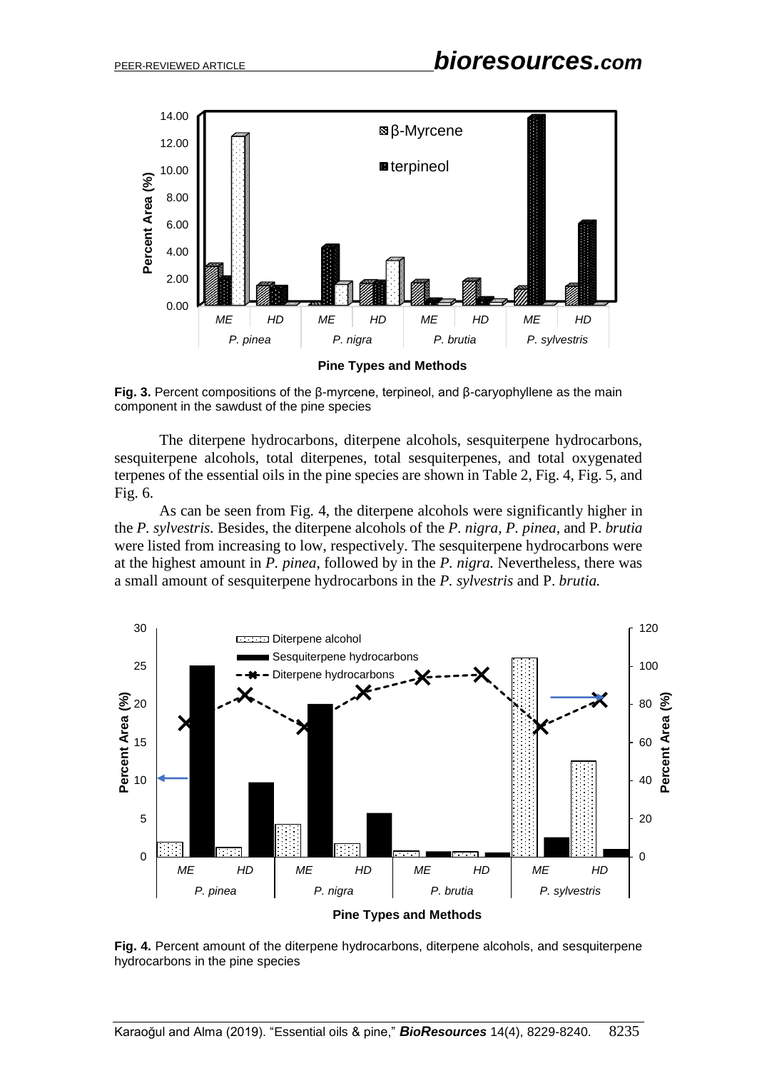**Fig. 3.** Percent compositions of the β-myrcene, terpineol, and β-caryophyllene as the main component in the sawdust of the pine species

The diterpene hydrocarbons, diterpene alcohols, sesquiterpene hydrocarbons, sesquiterpene alcohols, total diterpenes, total sesquiterpenes, and total oxygenated terpenes of the essential oils in the pine species are shown in Table 2, Fig. 4, Fig. 5, and Fig. 6.

As can be seen from Fig. 4, the diterpene alcohols were significantly higher in the *P. sylvestris.* Besides, the diterpene alcohols of the *P. nigra*, *P. pinea*, and P. *brutia* were listed from increasing to low, respectively. The sesquiterpene hydrocarbons were at the highest amount in *P. pinea*, followed by in the *P. nigra.* Nevertheless, there was a small amount of sesquiterpene hydrocarbons in the *P. sylvestris* and P. *brutia.*

**Fig. 4.** Percent amount of the diterpene hydrocarbons, diterpene alcohols, and sesquiterpene hydrocarbons in the pine species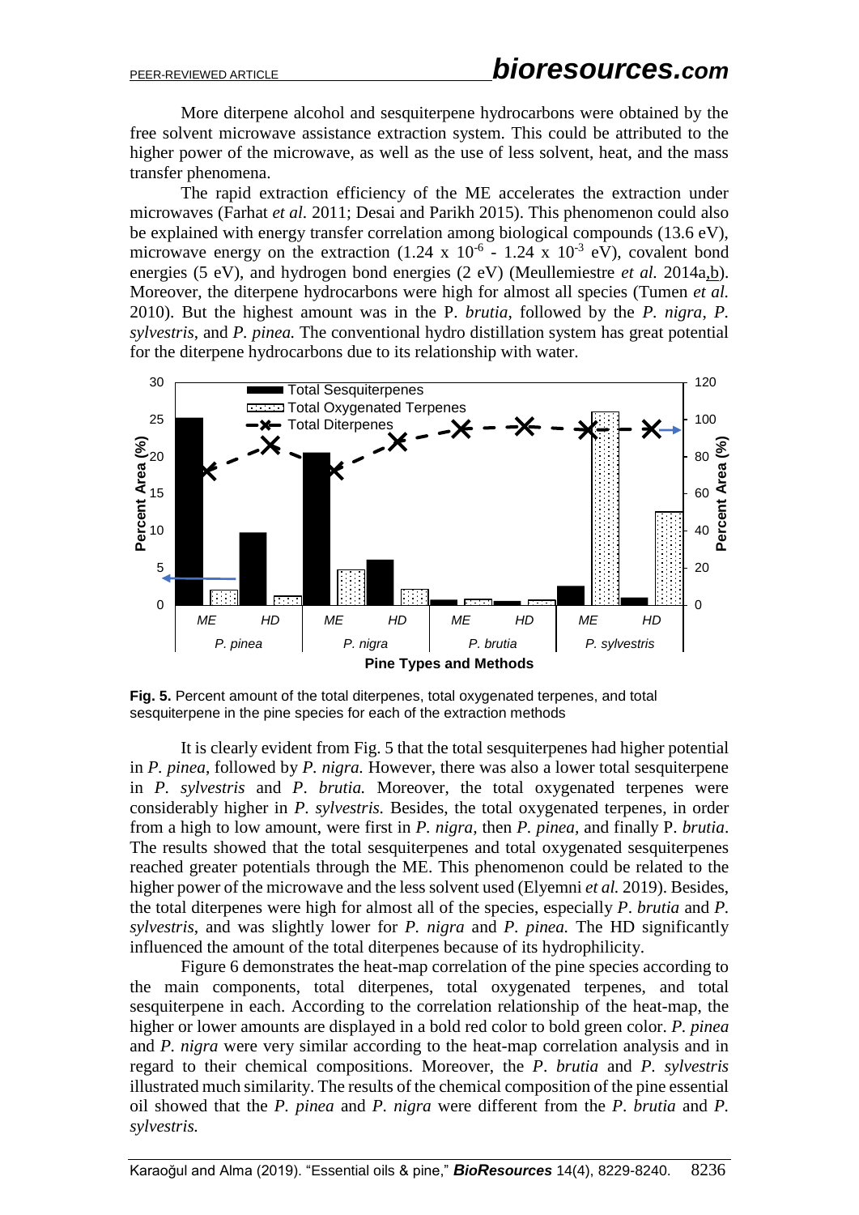More diterpene alcohol and sesquiterpene hydrocarbons were obtained by the free solvent microwave assistance extraction system. This could be attributed to the higher power of the microwave, as well as the use of less solvent, heat, and the mass transfer phenomena.

The rapid extraction efficiency of the ME accelerates the extraction under microwaves (Farhat *et al.* 2011; Desai and Parikh 2015). This phenomenon could also be explained with energy transfer correlation among biological compounds (13.6 eV), microwave energy on the extraction ($1.24 \times 10^{-6}$ - $1.24 \times 10^{-3}$ eV), covalent bond energies (5 eV), and hydrogen bond energies (2 eV) (Meullemiestre *et al.* 2014a,b). Moreover, the diterpene hydrocarbons were high for almost all species (Tumen *et al.* 2010). But the highest amount was in the P. *brutia*, followed by the *P. nigra*, *P. sylvestris*, and *P. pinea.* The conventional hydro distillation system has great potential for the diterpene hydrocarbons due to its relationship with water.

**Fig. 5.** Percent amount of the total diterpenes, total oxygenated terpenes, and total sesquiterpene in the pine species for each of the extraction methods

It is clearly evident from Fig. 5 that the total sesquiterpenes had higher potential in *P. pinea*, followed by *P. nigra.* However, there was also a lower total sesquiterpene in *P. sylvestris* and *P. brutia.* Moreover, the total oxygenated terpenes were considerably higher in *P. sylvestris.* Besides, the total oxygenated terpenes, in order from a high to low amount, were first in *P. nigra*, then *P. pinea*, and finally P. *brutia*. The results showed that the total sesquiterpenes and total oxygenated sesquiterpenes reached greater potentials through the ME. This phenomenon could be related to the higher power of the microwave and the less solvent used (Elyemni *et al.* 2019). Besides, the total diterpenes were high for almost all of the species, especially *P. brutia* and *P. sylvestris*, and was slightly lower for *P. nigra* and *P. pinea.* The HD significantly influenced the amount of the total diterpenes because of its hydrophilicity.

Figure 6 demonstrates the heat-map correlation of the pine species according to the main components, total diterpenes, total oxygenated terpenes, and total sesquiterpene in each. According to the correlation relationship of the heat-map, the higher or lower amounts are displayed in a bold red color to bold green color. *P. pinea* and *P. nigra* were very similar according to the heat-map correlation analysis and in regard to their chemical compositions. Moreover, the *P. brutia* and *P. sylvestris* illustrated much similarity. The results of the chemical composition of the pine essential oil showed that the *P. pinea* and *P. nigra* were different from the *P. brutia* and *P. sylvestris.*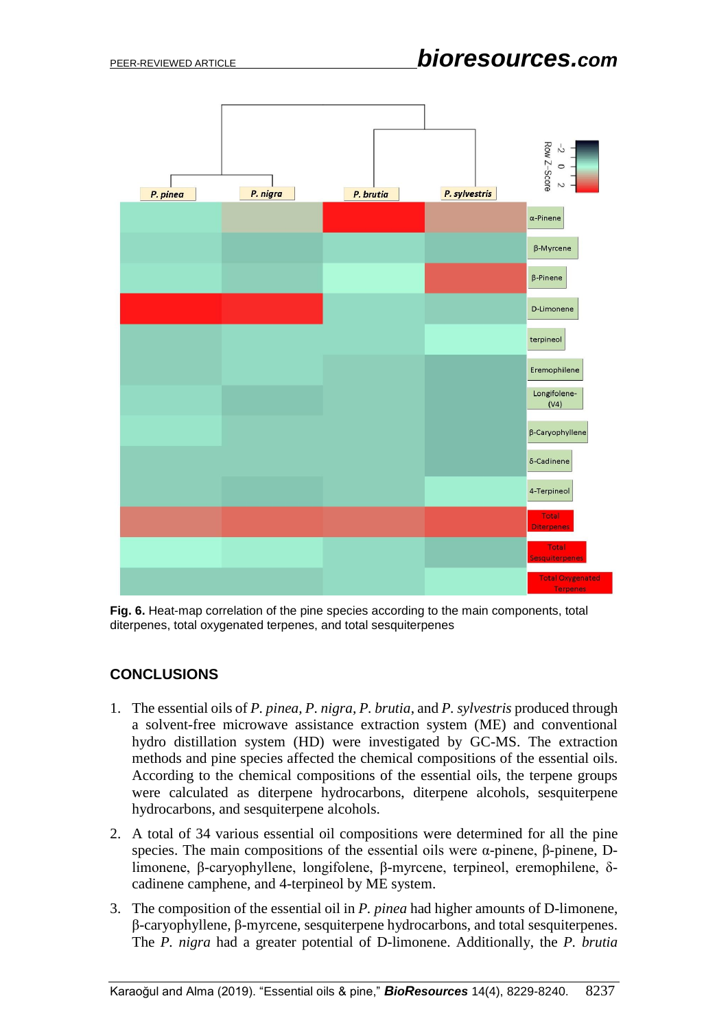**Fig. 6.** Heat-map correlation of the pine species according to the main components, total diterpenes, total oxygenated terpenes, and total sesquiterpenes

## CONCLUSIONS

1. The essential oils of *P. pinea*, *P. nigra*, *P. brutia*, and *P. sylvestris* produced through a solvent-free microwave assistance extraction system (ME) and conventional hydro distillation system (HD) were investigated by GC-MS. The extraction methods and pine species affected the chemical compositions of the essential oils. According to the chemical compositions of the essential oils, the terpene groups were calculated as diterpene hydrocarbons, diterpene alcohols, sesquiterpene hydrocarbons, and sesquiterpene alcohols.
2. A total of 34 various essential oil compositions were determined for all the pine species. The main compositions of the essential oils were α-pinene, β-pinene, D-limonene, β-caryophyllene, longifolene, β-myrcene, terpineol, eremophilene, δ-cadinene camphene, and 4-terpineol by ME system.
3. The composition of the essential oil in *P. pinea* had higher amounts of D-limonene, β-caryophyllene, β-myrcene, sesquiterpene hydrocarbons, and total sesquiterpenes. The *P. nigra* had a greater potential of D-limonene. Additionally, the *P. brutia*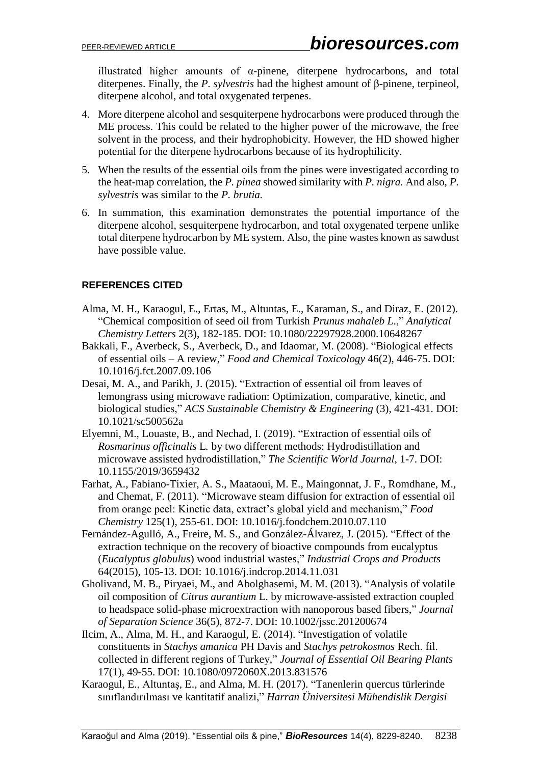illustrated higher amounts of α-pinene, diterpene hydrocarbons, and total diterpenes. Finally, the *P. sylvestris* had the highest amount of β-pinene, terpineol, diterpene alcohol, and total oxygenated terpenes.

4. More diterpene alcohol and sesquiterpene hydrocarbons were produced through the ME process. This could be related to the higher power of the microwave, the free solvent in the process, and their hydrophobicity. However, the HD showed higher potential for the diterpene hydrocarbons because of its hydrophilicity.
5. When the results of the essential oils from the pines were investigated according to the heat-map correlation, the *P. pinea* showed similarity with *P. nigra.* And also, *P. sylvestris* was similar to the *P. brutia.*
6. In summation, this examination demonstrates the potential importance of the diterpene alcohol, sesquiterpene hydrocarbon, and total oxygenated terpene unlike total diterpene hydrocarbon by ME system. Also, the pine wastes known as sawdust have possible value.

## REFERENCES CITED

Alma, M. H., Karaogul, E., Ertas, M., Altuntas, E., Karaman, S., and Diraz, E. (2012). "Chemical composition of seed oil from Turkish *Prunus mahaleb L*.," *Analytical Chemistry Letters* 2(3), 182-185. DOI: 10.1080/22297928.2000.10648267

Bakkali, F., Averbeck, S., Averbeck, D., and Idaomar, M. (2008). "Biological effects of essential oils – A review," *Food and Chemical Toxicology* 46(2), 446-75. DOI: 10.1016/j.fct.2007.09.106

Desai, M. A., and Parikh, J. (2015). "Extraction of essential oil from leaves of lemongrass using microwave radiation: Optimization, comparative, kinetic, and biological studies," *ACS Sustainable Chemistry & Engineering* (3), 421-431. DOI: 10.1021/sc500562a

Elyemni, M., Louaste, B., and Nechad, I. (2019). "Extraction of essential oils of *Rosmarinus officinalis* L. by two different methods: Hydrodistillation and microwave assisted hydrodistillation," *The Scientific World Journal*, 1-7. DOI: 10.1155/2019/3659432

Farhat, A., Fabiano-Tixier, A. S., Maataoui, M. E., Maingonnat, J. F., Romdhane, M., and Chemat, F. (2011). "Microwave steam diffusion for extraction of essential oil from orange peel: Kinetic data, extract's global yield and mechanism," *Food Chemistry* 125(1), 255-61. DOI: 10.1016/j.foodchem.2010.07.110

Fernández-Agulló, A., Freire, M. S., and González-Álvarez, J. (2015). "Effect of the extraction technique on the recovery of bioactive compounds from eucalyptus (*Eucalyptus globulus*) wood industrial wastes," *Industrial Crops and Products* 64(2015), 105-13. DOI: 10.1016/j.indcrop.2014.11.031

Gholivand, M. B., Piryaei, M., and Abolghasemi, M. M. (2013). "Analysis of volatile oil composition of *Citrus aurantium* L. by microwave-assisted extraction coupled to headspace solid-phase microextraction with nanoporous based fibers," *Journal of Separation Science* 36(5), 872-7. DOI: 10.1002/jssc.201200674

Ilcim, A., Alma, M. H., and Karaogul, E. (2014). "Investigation of volatile constituents in *Stachys amanica* PH Davis and *Stachys petrokosmos* Rech. fil. collected in different regions of Turkey," *Journal of Essential Oil Bearing Plants* 17(1), 49-55. DOI: 10.1080/0972060X.2013.831576

Karaogul, E., Altuntaş, E., and Alma, M. H. (2017). "Tanenlerin quercus türlerinde sınıflandırılması ve kantitatif analizi," *Harran Üniversitesi Mühendislik Dergisi*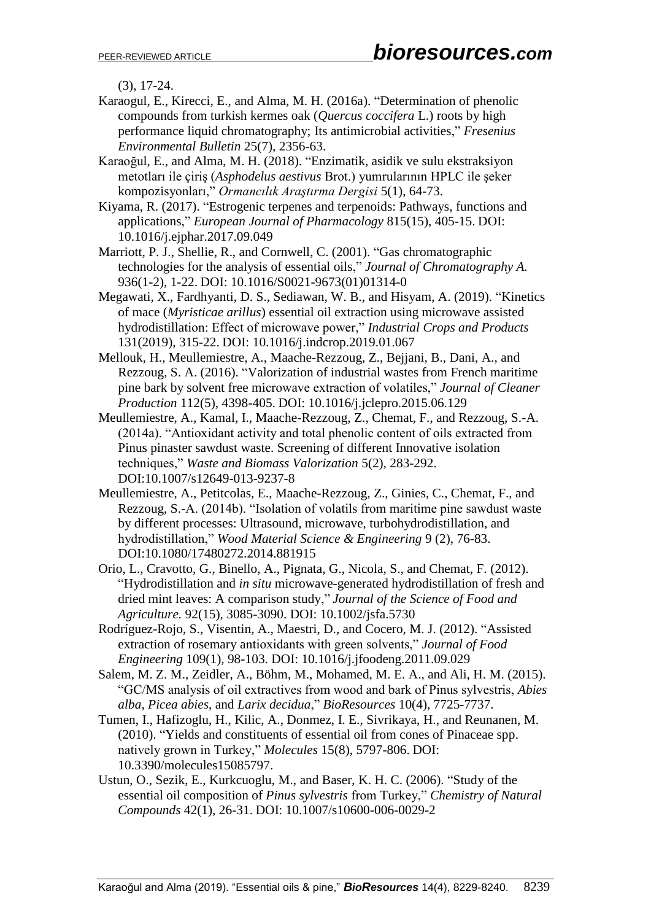(3), 17-24.

Karaogul, E., Kirecci, E., and Alma, M. H. (2016a). "Determination of phenolic compounds from turkish kermes oak (*Quercus coccifera* L.) roots by high performance liquid chromatography; Its antimicrobial activities," *Fresenius Environmental Bulletin* 25(7), 2356-63.

Karaoğul, E., and Alma, M. H. (2018). "Enzimatik, asidik ve sulu ekstraksiyon metotları ile çiriş (*Asphodelus aestivus* Brot.) yumrularının HPLC ile şeker kompozisyonları," *Ormancılık Araştırma Dergisi* 5(1), 64-73.

Kiyama, R. (2017). "Estrogenic terpenes and terpenoids: Pathways, functions and applications," *European Journal of Pharmacology* 815(15), 405-15. DOI: 10.1016/j.ejphar.2017.09.049

Marriott, P. J., Shellie, R., and Cornwell, C. (2001). "Gas chromatographic technologies for the analysis of essential oils," *Journal of Chromatography A.* 936(1-2), 1-22. DOI: 10.1016/S0021-9673(01)01314-0

Megawati, X., Fardhyanti, D. S., Sediawan, W. B., and Hisyam, A. (2019). "Kinetics of mace (*Myristicae arillus*) essential oil extraction using microwave assisted hydrodistillation: Effect of microwave power," *Industrial Crops and Products* 131(2019), 315-22. DOI: 10.1016/j.indcrop.2019.01.067

Mellouk, H., Meullemiestre, A., Maache-Rezzoug, Z., Bejjani, B., Dani, A., and Rezzoug, S. A. (2016). "Valorization of industrial wastes from French maritime pine bark by solvent free microwave extraction of volatiles," *Journal of Cleaner Production* 112(5), 4398-405. DOI: 10.1016/j.jclepro.2015.06.129

Meullemiestre, A., Kamal, I., Maache-Rezzoug, Z., Chemat, F., and Rezzoug, S.-A. (2014a). "Antioxidant activity and total phenolic content of oils extracted from Pinus pinaster sawdust waste. Screening of different Innovative isolation techniques," *Waste and Biomass Valorization* 5(2), 283-292. DOI:10.1007/s12649-013-9237-8

Meullemiestre, A., Petitcolas, E., Maache-Rezzoug, Z., Ginies, C., Chemat, F., and Rezzoug, S.-A. (2014b). "Isolation of volatils from maritime pine sawdust waste by different processes: Ultrasound, microwave, turbohydrodistillation, and hydrodistillation," *Wood Material Science & Engineering* 9 (2), 76-83. DOI:10.1080/17480272.2014.881915

Orio, L., Cravotto, G., Binello, A., Pignata, G., Nicola, S., and Chemat, F. (2012). "Hydrodistillation and *in situ* microwave-generated hydrodistillation of fresh and dried mint leaves: A comparison study," *Journal of the Science of Food and Agriculture.* 92(15), 3085-3090. DOI: 10.1002/jsfa.5730

Rodríguez-Rojo, S., Visentin, A., Maestri, D., and Cocero, M. J. (2012). "Assisted extraction of rosemary antioxidants with green solvents," *Journal of Food Engineering* 109(1), 98-103. DOI: 10.1016/j.jfoodeng.2011.09.029

Salem, M. Z. M., Zeidler, A., Böhm, M., Mohamed, M. E. A., and Ali, H. M. (2015). "GC/MS analysis of oil extractives from wood and bark of Pinus sylvestris, *Abies alba*, *Picea abies*, and *Larix decidua*," *BioResources* 10(4), 7725-7737.

Tumen, I., Hafizoglu, H., Kilic, A., Donmez, I. E., Sivrikaya, H., and Reunanen, M. (2010). "Yields and constituents of essential oil from cones of Pinaceae spp. natively grown in Turkey," *Molecules* 15(8), 5797-806. DOI: 10.3390/molecules15085797.

Ustun, O., Sezik, E., Kurkcuoglu, M., and Baser, K. H. C. (2006). "Study of the essential oil composition of *Pinus sylvestris* from Turkey," *Chemistry of Natural Compounds* 42(1), 26-31. DOI: 10.1007/s10600-006-0029-2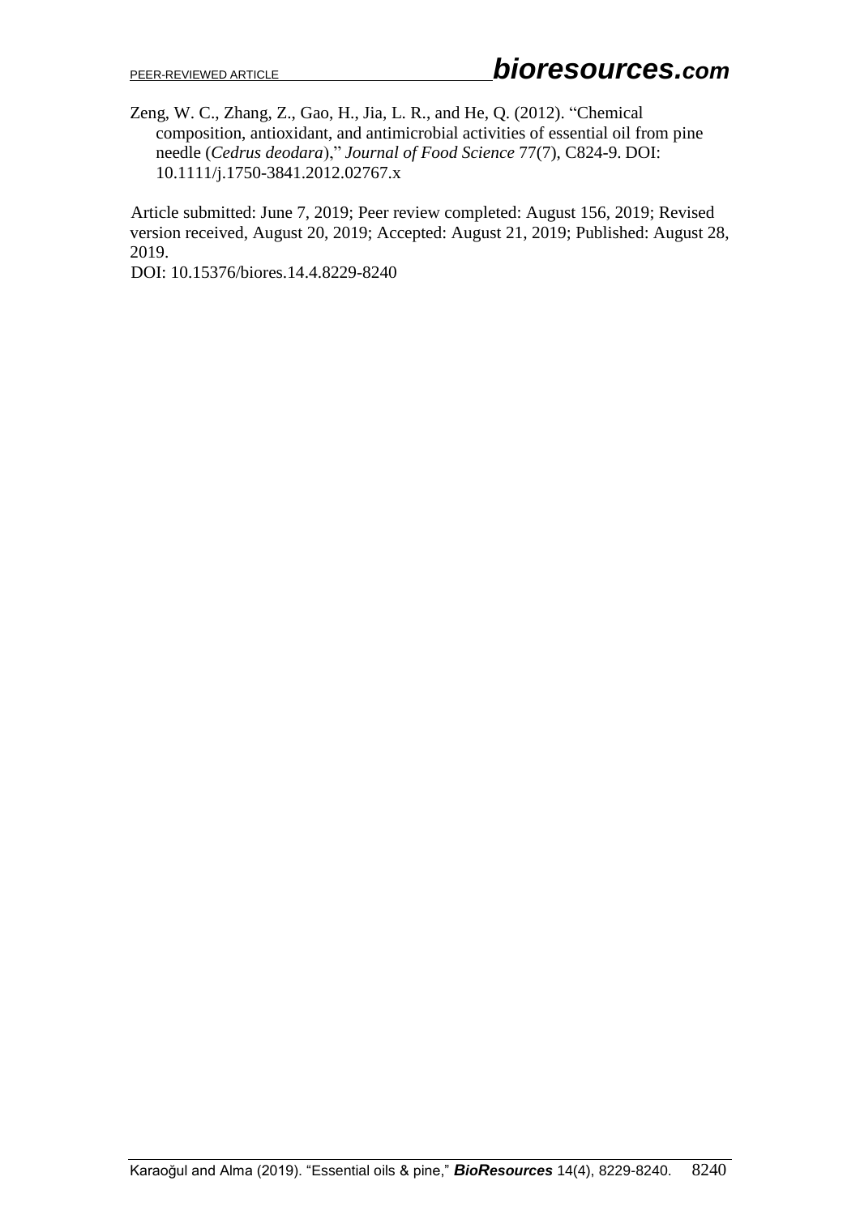Zeng, W. C., Zhang, Z., Gao, H., Jia, L. R., and He, Q. (2012). "Chemical composition, antioxidant, and antimicrobial activities of essential oil from pine needle (*Cedrus deodara*)," *Journal of Food Science* 77(7), C824-9. DOI: 10.1111/j.1750-3841.2012.02767.x

Article submitted: June 7, 2019; Peer review completed: August 156, 2019; Revised version received, August 20, 2019; Accepted: August 21, 2019; Published: August 28, 2019.

DOI: 10.15376/biores.14.4.8229-8240